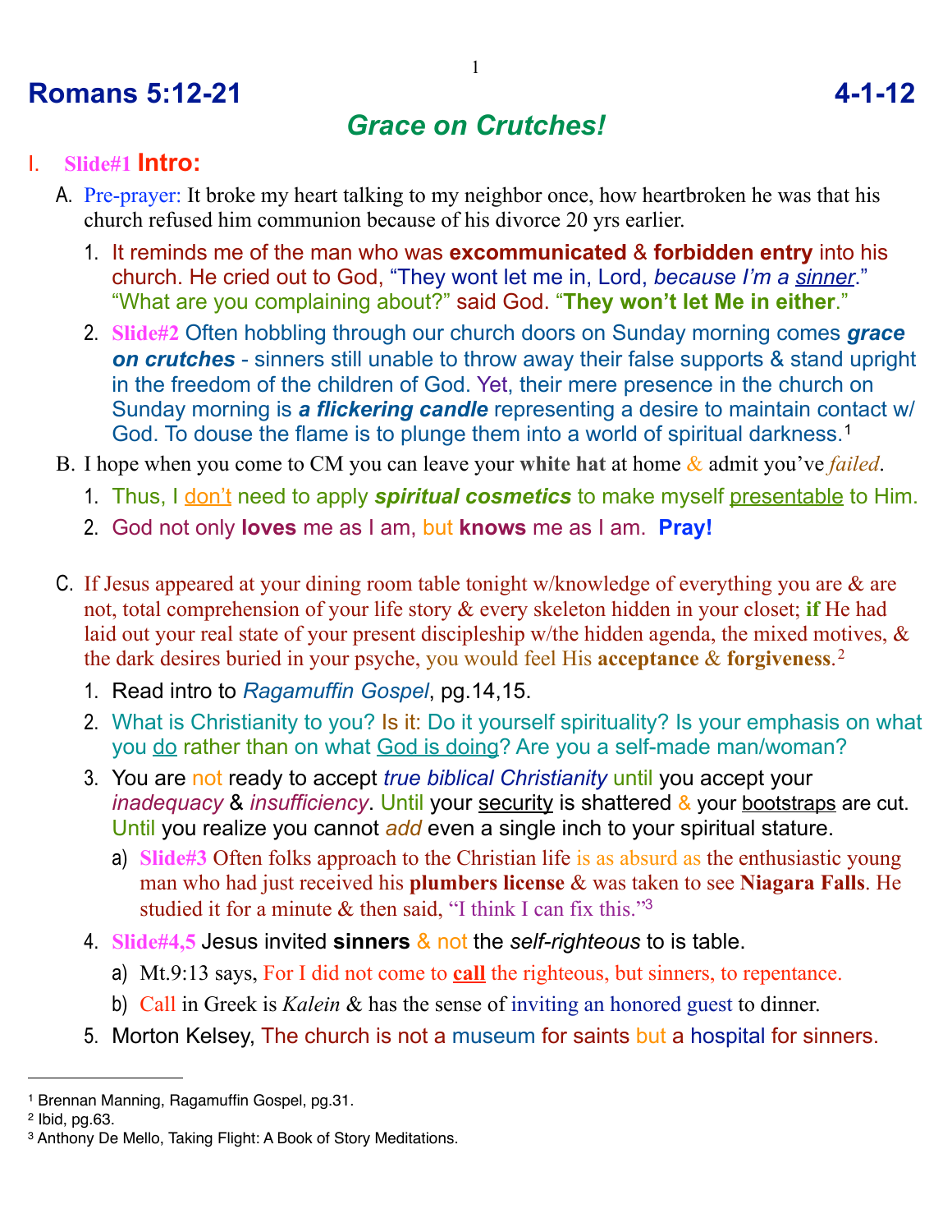# Romans 5:12-21 4-1-12

## *Grace on Crutches!*

I. **Slide#1 Intro:**

A. Pre-prayer: It broke my heart talking to my neighbor once, how heartbroken he was that his church refused him communion because of his divorce 20 yrs earlier.

1. It reminds me of the man who was **excommunicated** & **forbidden entry** into his church. He cried out to God, "They wont let me in, Lord, *because I'm a sinner*." "What are you complaining about?" said God. "**They won't let Me in either**."
2. **Slide#2** Often hobbling through our church doors on Sunday morning comes ***grace on crutches*** - sinners still unable to throw away their false supports & stand upright in the freedom of the children of God. Yet, their mere presence in the church on Sunday morning is ***a flickering candle*** representing a desire to maintain contact w/ God. To douse the flame is to plunge them into a world of spiritual darkness.[1]

B. I hope when you come to CM you can leave your **white hat** at home & admit you've *failed*.

1. Thus, I don't need to apply ***spiritual cosmetics*** to make myself presentable to Him.
2. God not only **loves** me as I am, but **knows** me as I am. **Pray!**

C. If Jesus appeared at your dining room table tonight w/knowledge of everything you are & are not, total comprehension of your life story & every skeleton hidden in your closet; **if** He had laid out your real state of your present discipleship w/the hidden agenda, the mixed motives, & the dark desires buried in your psyche, you would feel His **acceptance** & **forgiveness**.[2]

1. Read intro to *Ragamuffin Gospel*, pg.14,15.
2. What is Christianity to you? Is it: Do it yourself spirituality? Is your emphasis on what you do rather than on what God is doing? Are you a self-made man/woman?
3. You are not ready to accept *true biblical Christianity* until you accept your *inadequacy* & *insufficiency*. Until your security is shattered & your bootstraps are cut. Until you realize you cannot *add* even a single inch to your spiritual stature.
   a) **Slide#3** Often folks approach to the Christian life is as absurd as the enthusiastic young man who had just received his **plumbers license** & was taken to see **Niagara Falls**. He studied it for a minute & then said, "I think I can fix this."[3]
4. **Slide#4,5** Jesus invited **sinners** & not the *self-righteous* to is table.
   a) Mt.9:13 says, For I did not come to **call** the righteous, but sinners, to repentance.
   b) Call in Greek is *Kalein* & has the sense of inviting an honored guest to dinner.
5. Morton Kelsey, The church is not a museum for saints but a hospital for sinners.

---

[1] Brennan Manning, Ragamuffin Gospel, pg.31.
[2] Ibid, pg.63.
[3] Anthony De Mello, Taking Flight: A Book of Story Meditations.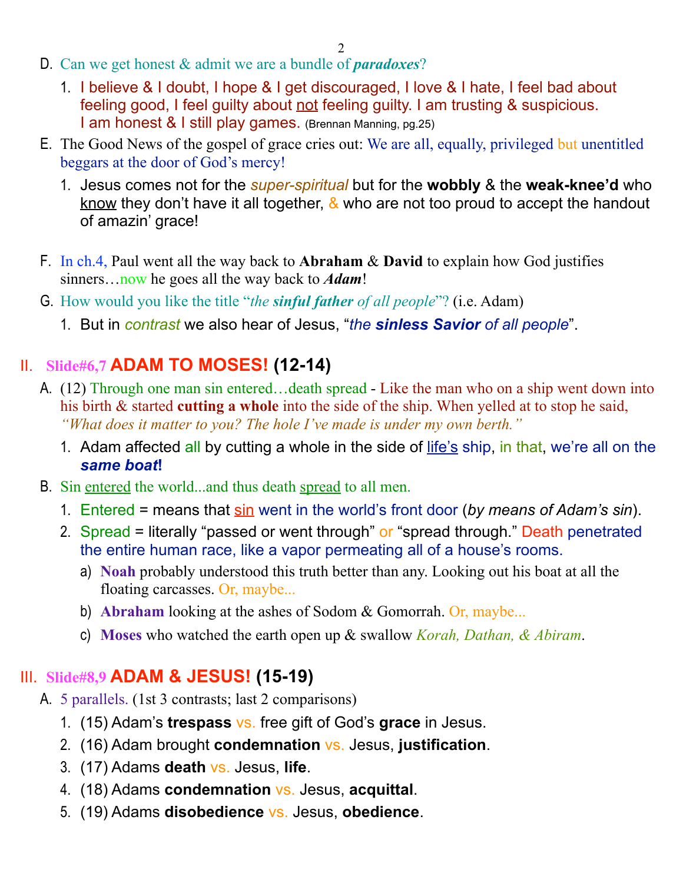D. Can we get honest & admit we are a bundle of ***paradoxes***?

1. I believe & I doubt, I hope & I get discouraged, I love & I hate, I feel bad about feeling good, I feel guilty about not feeling guilty. I am trusting & suspicious. I am honest & I still play games. (Brennan Manning, pg.25)

E. The Good News of the gospel of grace cries out: We are all, equally, privileged but unentitled beggars at the door of God's mercy!

1. Jesus comes not for the *super-spiritual* but for the **wobbly** & the **weak-knee'd** who know they don't have it all together, & who are not too proud to accept the handout of amazin' grace!

F. In ch.4, Paul went all the way back to **Abraham** & **David** to explain how God justifies sinners…now he goes all the way back to ***Adam***!

G. How would you like the title "*the **sinful father** of all people*"? (i.e. Adam)

1. But in *contrast* we also hear of Jesus, "*the **sinless Savior** of all people*".

## II. Slide#6,7 ADAM TO MOSES! (12-14)

A. (12) Through one man sin entered…death spread - Like the man who on a ship went down into his birth & started **cutting a whole** into the side of the ship. When yelled at to stop he said, *"What does it matter to you? The hole I've made is under my own berth."*

1. Adam affected all by cutting a whole in the side of life's ship, in that, we're all on the ***same boat*****!**

B. Sin entered the world...and thus death spread to all men.

1. Entered = means that sin went in the world's front door (*by means of Adam's sin*).
2. Spread = literally "passed or went through" or "spread through." Death penetrated the entire human race, like a vapor permeating all of a house's rooms.

   a) **Noah** probably understood this truth better than any. Looking out his boat at all the floating carcasses. Or, maybe...

   b) **Abraham** looking at the ashes of Sodom & Gomorrah. Or, maybe...

   c) **Moses** who watched the earth open up & swallow *Korah, Dathan, & Abiram*.

## III. Slide#8,9 ADAM & JESUS! (15-19)

A. 5 parallels. (1st 3 contrasts; last 2 comparisons)

1. (15) Adam's **trespass** vs. free gift of God's **grace** in Jesus.
2. (16) Adam brought **condemnation** vs. Jesus, **justification**.
3. (17) Adams **death** vs. Jesus, **life**.
4. (18) Adams **condemnation** vs. Jesus, **acquittal**.
5. (19) Adams **disobedience** vs. Jesus, **obedience**.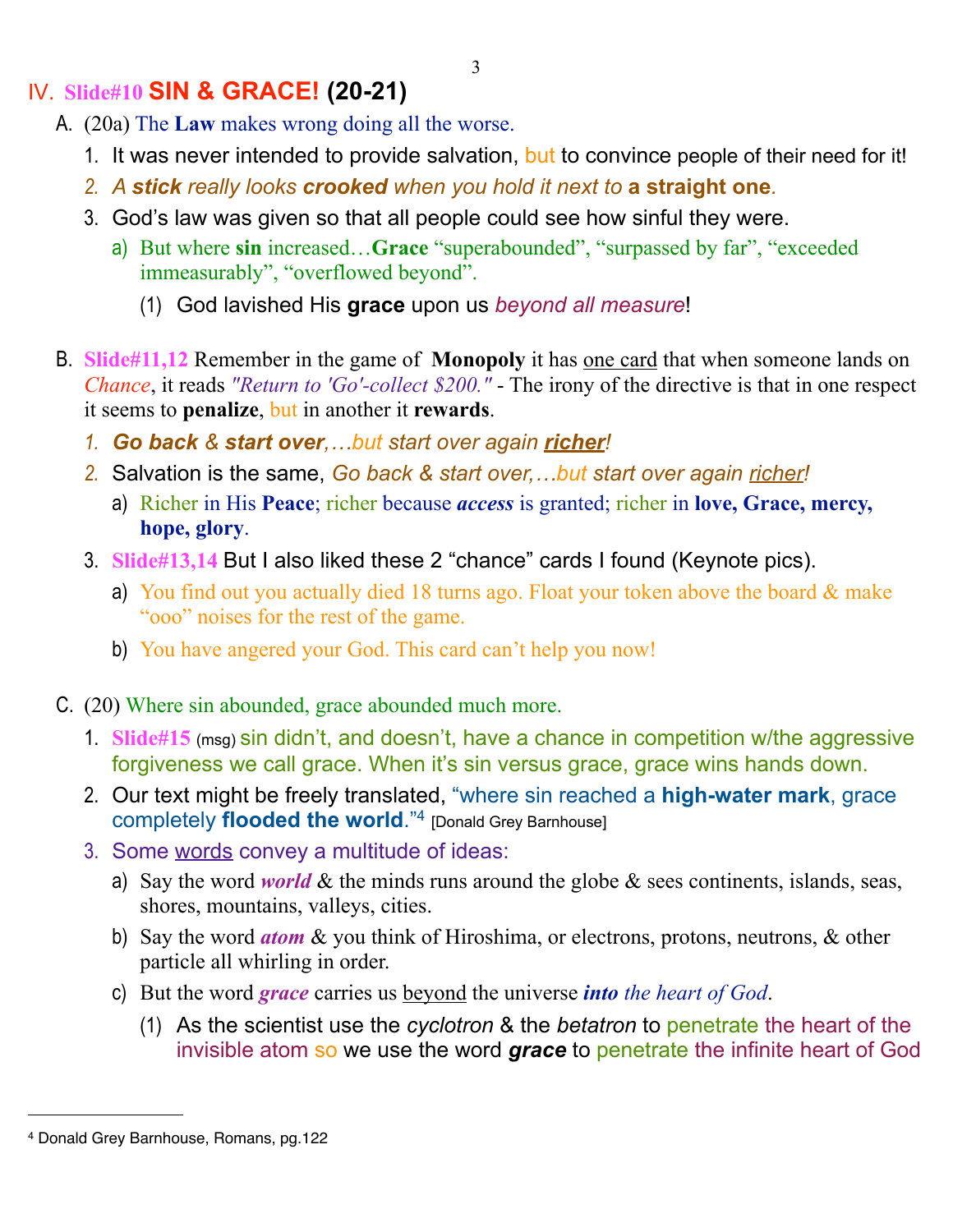## IV. Slide#10 SIN & GRACE! (20-21)

A. (20a) The **Law** makes wrong doing all the worse.

1. It was never intended to provide salvation, but to convince people of their need for it!
2. *A **stick** really looks **crooked** when you hold it next to **a straight one**.*
3. God's law was given so that all people could see how sinful they were.
   a) But where **sin** increased…**Grace** "superabounded", "surpassed by far", "exceeded immeasurably", "overflowed beyond".
      (1) God lavished His **grace** upon us *beyond all measure*!

B. **Slide#11,12** Remember in the game of **Monopoly** it has <u>one card</u> that when someone lands on *Chance*, it reads *"Return to 'Go'-collect $200."* - The irony of the directive is that in one respect it seems to **penalize**, but in another it **rewards**.

1. ***Go back** & **start over**,…but start over again **<u>richer</u>**!*
2. Salvation is the same, *Go back & start over,…but start over again <u>richer</u>!*
   a) Richer in His **Peace**; richer because ***access*** is granted; richer in **love, Grace, mercy, hope, glory**.
3. **Slide#13,14** But I also liked these 2 "chance" cards I found (Keynote pics).
   a) You find out you actually died 18 turns ago. Float your token above the board & make "ooo" noises for the rest of the game.
   b) You have angered your God. This card can't help you now!

C. (20) Where sin abounded, grace abounded much more.

1. **Slide#15** (msg) sin didn't, and doesn't, have a chance in competition w/the aggressive forgiveness we call grace. When it's sin versus grace, grace wins hands down.
2. Our text might be freely translated, "where sin reached a **high-water mark**, grace completely **flooded the world**."[4] [Donald Grey Barnhouse]
3. Some <u>words</u> convey a multitude of ideas:
   a) Say the word ***world*** & the minds runs around the globe & sees continents, islands, seas, shores, mountains, valleys, cities.
   b) Say the word ***atom*** & you think of Hiroshima, or electrons, protons, neutrons, & other particle all whirling in order.
   c) But the word ***grace*** carries us <u>beyond</u> the universe ***into** the heart of God*.
      (1) As the scientist use the *cyclotron* & the *betatron* to penetrate the heart of the invisible atom so we use the word ***grace*** to penetrate the infinite heart of God

---

[4] Donald Grey Barnhouse, Romans, pg.122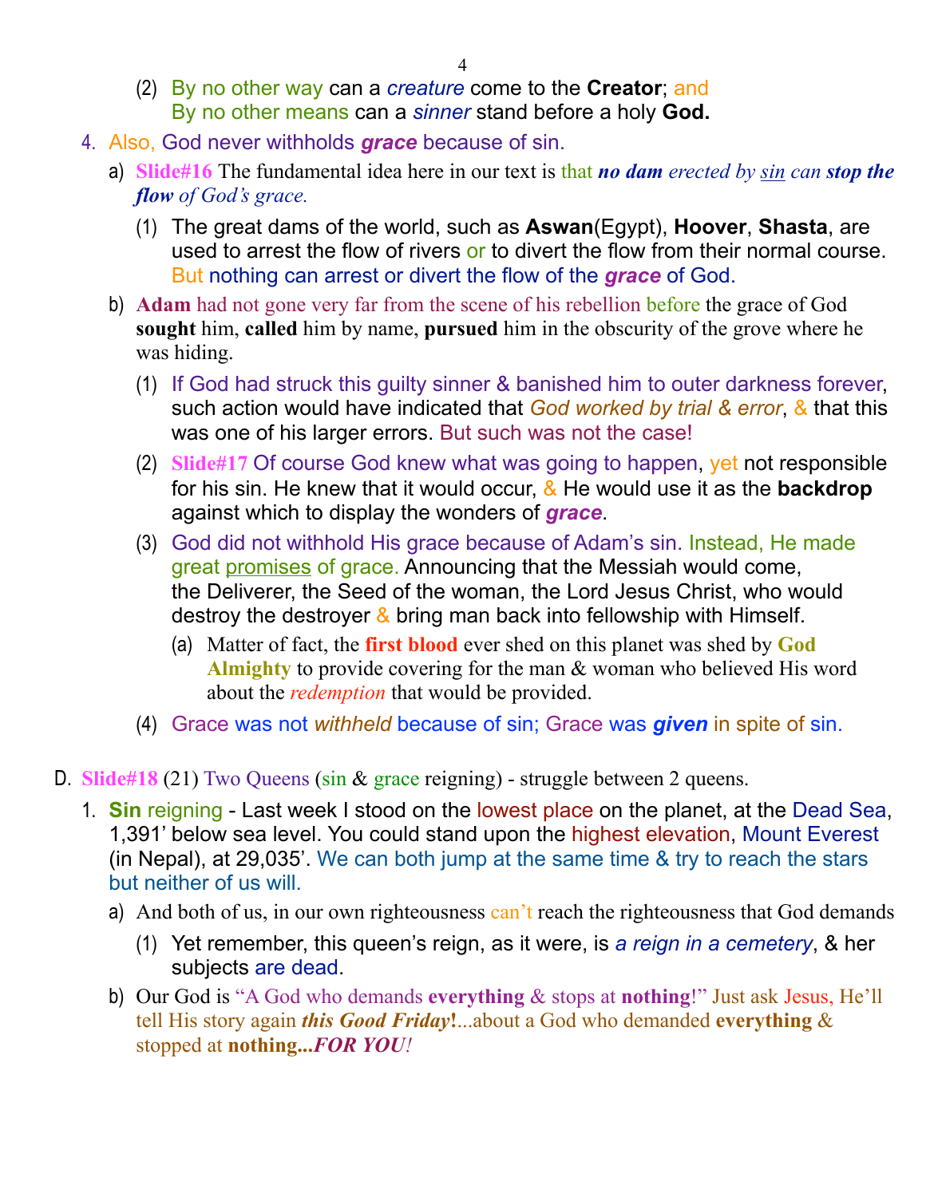(2) By no other way can a *creature* come to the **Creator**; and
By no other means can a *sinner* stand before a holy **God.**

4. Also, God never withholds ***grace*** because of sin.

a) **Slide#16** The fundamental idea here in our text is that ***no dam*** *erected by sin can* ***stop the flow*** *of God's grace.*

(1) The great dams of the world, such as **Aswan**(Egypt), **Hoover**, **Shasta**, are used to arrest the flow of rivers or to divert the flow from their normal course. But nothing can arrest or divert the flow of the ***grace*** of God.

b) **Adam** had not gone very far from the scene of his rebellion before the grace of God **sought** him, **called** him by name, **pursued** him in the obscurity of the grove where he was hiding.

(1) If God had struck this guilty sinner & banished him to outer darkness forever, such action would have indicated that *God worked by trial & error*, & that this was one of his larger errors. But such was not the case!

(2) **Slide#17** Of course God knew what was going to happen, yet not responsible for his sin. He knew that it would occur, & He would use it as the **backdrop** against which to display the wonders of ***grace***.

(3) God did not withhold His grace because of Adam's sin. Instead, He made great promises of grace. Announcing that the Messiah would come, the Deliverer, the Seed of the woman, the Lord Jesus Christ, who would destroy the destroyer & bring man back into fellowship with Himself.

(a) Matter of fact, the **first blood** ever shed on this planet was shed by **God Almighty** to provide covering for the man & woman who believed His word about the *redemption* that would be provided.

(4) Grace was not *withheld* because of sin; Grace was ***given*** in spite of sin.

D. **Slide#18** (21) Two Queens (sin & grace reigning) - struggle between 2 queens.

1. **Sin** reigning - Last week I stood on the lowest place on the planet, at the Dead Sea, 1,391' below sea level. You could stand upon the highest elevation, Mount Everest (in Nepal), at 29,035'. We can both jump at the same time & try to reach the stars but neither of us will.

a) And both of us, in our own righteousness can't reach the righteousness that God demands

(1) Yet remember, this queen's reign, as it were, is *a reign in a cemetery*, & her subjects are dead.

b) Our God is "A God who demands **everything** & stops at **nothing**!" Just ask Jesus, He'll tell His story again ***this Good Friday*****!**...about a God who demanded **everything** & stopped at **nothing...*FOR YOU*!**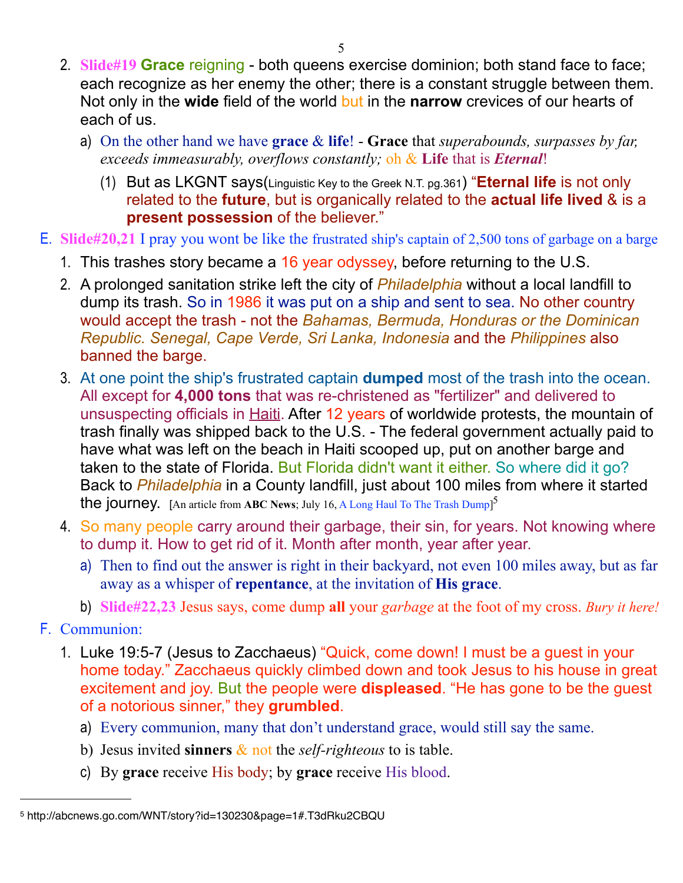2. **Slide#19** **Grace** reigning - both queens exercise dominion; both stand face to face; each recognize as her enemy the other; there is a constant struggle between them. Not only in the **wide** field of the world but in the **narrow** crevices of our hearts of each of us.
   a) On the other hand we have **grace** & **life**! - **Grace** that *superabounds, surpasses by far, exceeds immeasurably, overflows constantly;* oh & **Life** that is ***Eternal***!
      (1) But as LKGNT says(Linguistic Key to the Greek N.T. pg.361) "**Eternal life** is not only related to the **future**, but is organically related to the **actual life lived** & is a **present possession** of the believer."

E. **Slide#20,21** I pray you wont be like the frustrated ship's captain of 2,500 tons of garbage on a barge
1. This trashes story became a 16 year odyssey, before returning to the U.S.
2. A prolonged sanitation strike left the city of *Philadelphia* without a local landfill to dump its trash. So in 1986 it was put on a ship and sent to sea. No other country would accept the trash - not the *Bahamas, Bermuda, Honduras or the Dominican Republic. Senegal, Cape Verde, Sri Lanka, Indonesia* and the *Philippines* also banned the barge.
3. At one point the ship's frustrated captain **dumped** most of the trash into the ocean. All except for **4,000 tons** that was re-christened as "fertilizer" and delivered to unsuspecting officials in Haiti. After 12 years of worldwide protests, the mountain of trash finally was shipped back to the U.S. - The federal government actually paid to have what was left on the beach in Haiti scooped up, put on another barge and taken to the state of Florida. But Florida didn't want it either. So where did it go? Back to *Philadelphia* in a County landfill, just about 100 miles from where it started the journey. [An article from **ABC News**; July 16, A Long Haul To The Trash Dump][5]
4. So many people carry around their garbage, their sin, for years. Not knowing where to dump it. How to get rid of it. Month after month, year after year.
   a) Then to find out the answer is right in their backyard, not even 100 miles away, but as far away as a whisper of **repentance**, at the invitation of **His grace**.
   b) **Slide#22,23** Jesus says, come dump **all** your *garbage* at the foot of my cross. *Bury it here!*

F. Communion:
1. Luke 19:5-7 (Jesus to Zacchaeus) "Quick, come down! I must be a guest in your home today." Zacchaeus quickly climbed down and took Jesus to his house in great excitement and joy. But the people were **displeased**. "He has gone to be the guest of a notorious sinner," they **grumbled**.
   a) Every communion, many that don't understand grace, would still say the same.
   b) Jesus invited **sinners** & not the *self-righteous* to is table.
   c) By **grace** receive His body; by **grace** receive His blood.

[5] http://abcnews.go.com/WNT/story?id=130230&page=1#.T3dRku2CBQU